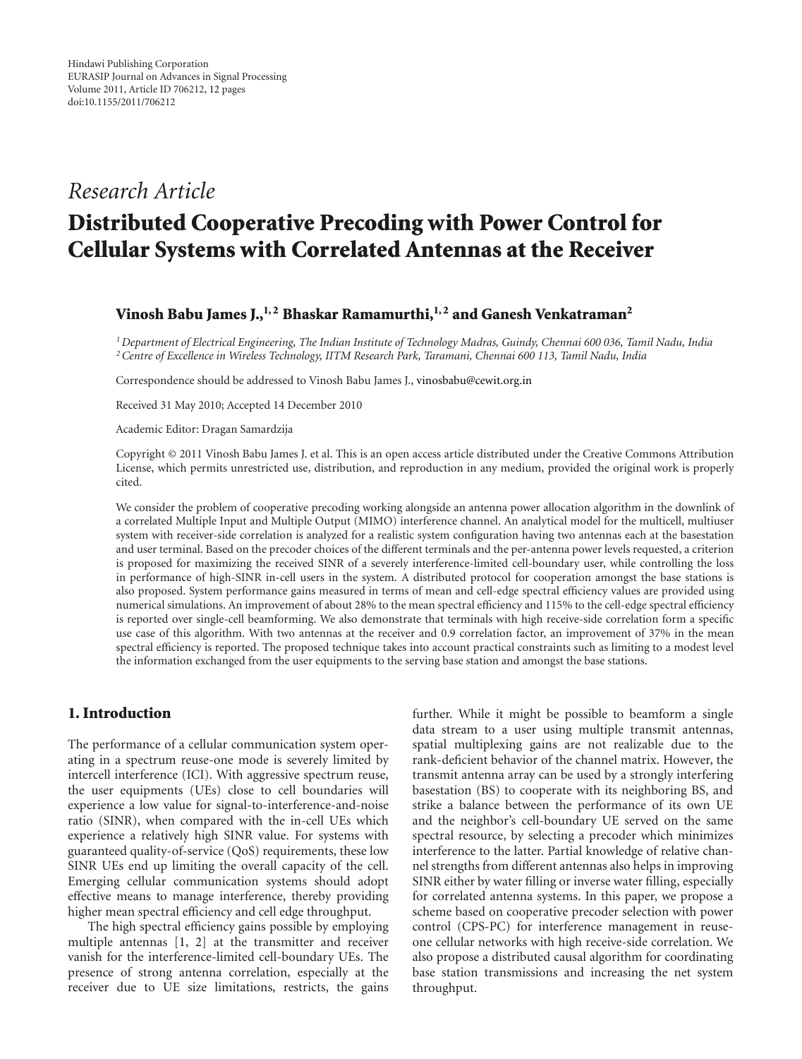Hindawi Publishing Corporation
EURASIP Journal on Advances in Signal Processing
Volume 2011, Article ID 706212, 12 pages
doi:10.1155/2011/706212

*Research Article*

# Distributed Cooperative Precoding with Power Control for Cellular Systems with Correlated Antennas at the Receiver

**Vinosh Babu James J.,[1,2] Bhaskar Ramamurthi,[1,2] and Ganesh Venkatraman[2]**

[1] *Department of Electrical Engineering, The Indian Institute of Technology Madras, Guindy, Chennai 600 036, Tamil Nadu, India*
[2] *Centre of Excellence in Wireless Technology, IITM Research Park, Taramani, Chennai 600 113, Tamil Nadu, India*

Correspondence should be addressed to Vinosh Babu James J., vinosbabu@cewit.org.in

Received 31 May 2010; Accepted 14 December 2010

Academic Editor: Dragan Samardzija

Copyright © 2011 Vinosh Babu James J. et al. This is an open access article distributed under the Creative Commons Attribution License, which permits unrestricted use, distribution, and reproduction in any medium, provided the original work is properly cited.

We consider the problem of cooperative precoding working alongside an antenna power allocation algorithm in the downlink of a correlated Multiple Input and Multiple Output (MIMO) interference channel. An analytical model for the multicell, multiuser system with receiver-side correlation is analyzed for a realistic system configuration having two antennas each at the basestation and user terminal. Based on the precoder choices of the different terminals and the per-antenna power levels requested, a criterion is proposed for maximizing the received SINR of a severely interference-limited cell-boundary user, while controlling the loss in performance of high-SINR in-cell users in the system. A distributed protocol for cooperation amongst the base stations is also proposed. System performance gains measured in terms of mean and cell-edge spectral efficiency values are provided using numerical simulations. An improvement of about 28% to the mean spectral efficiency and 115% to the cell-edge spectral efficiency is reported over single-cell beamforming. We also demonstrate that terminals with high receive-side correlation form a specific use case of this algorithm. With two antennas at the receiver and 0.9 correlation factor, an improvement of 37% in the mean spectral efficiency is reported. The proposed technique takes into account practical constraints such as limiting to a modest level the information exchanged from the user equipments to the serving base station and amongst the base stations.

## 1. Introduction

The performance of a cellular communication system operating in a spectrum reuse-one mode is severely limited by intercell interference (ICI). With aggressive spectrum reuse, the user equipments (UEs) close to cell boundaries will experience a low value for signal-to-interference-and-noise ratio (SINR), when compared with the in-cell UEs which experience a relatively high SINR value. For systems with guaranteed quality-of-service (QoS) requirements, these low SINR UEs end up limiting the overall capacity of the cell. Emerging cellular communication systems should adopt effective means to manage interference, thereby providing higher mean spectral efficiency and cell edge throughput.

The high spectral efficiency gains possible by employing multiple antennas [1, 2] at the transmitter and receiver vanish for the interference-limited cell-boundary UEs. The presence of strong antenna correlation, especially at the receiver due to UE size limitations, restricts, the gains further. While it might be possible to beamform a single data stream to a user using multiple transmit antennas, spatial multiplexing gains are not realizable due to the rank-deficient behavior of the channel matrix. However, the transmit antenna array can be used by a strongly interfering basestation (BS) to cooperate with its neighboring BS, and strike a balance between the performance of its own UE and the neighbor's cell-boundary UE served on the same spectral resource, by selecting a precoder which minimizes interference to the latter. Partial knowledge of relative channel strengths from different antennas also helps in improving SINR either by water filling or inverse water filling, especially for correlated antenna systems. In this paper, we propose a scheme based on cooperative precoder selection with power control (CPS-PC) for interference management in reuse-one cellular networks with high receive-side correlation. We also propose a distributed causal algorithm for coordinating base station transmissions and increasing the net system throughput.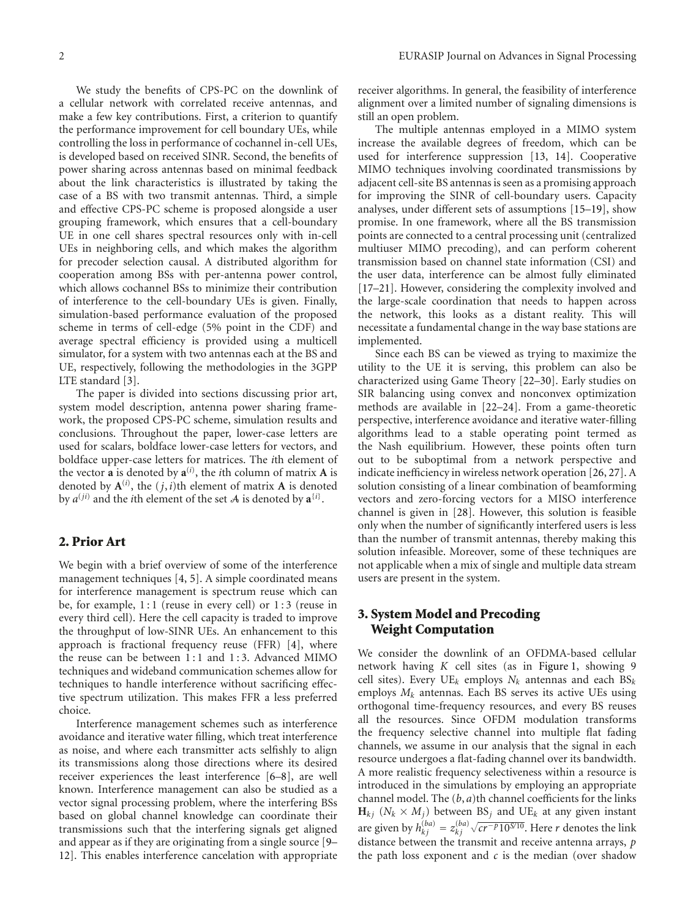We study the benefits of CPS-PC on the downlink of a cellular network with correlated receive antennas, and make a few key contributions. First, a criterion to quantify the performance improvement for cell boundary UEs, while controlling the loss in performance of cochannel in-cell UEs, is developed based on received SINR. Second, the benefits of power sharing across antennas based on minimal feedback about the link characteristics is illustrated by taking the case of a BS with two transmit antennas. Third, a simple and effective CPS-PC scheme is proposed alongside a user grouping framework, which ensures that a cell-boundary UE in one cell shares spectral resources only with in-cell UEs in neighboring cells, and which makes the algorithm for precoder selection causal. A distributed algorithm for cooperation among BSs with per-antenna power control, which allows cochannel BSs to minimize their contribution of interference to the cell-boundary UEs is given. Finally, simulation-based performance evaluation of the proposed scheme in terms of cell-edge (5% point in the CDF) and average spectral efficiency is provided using a multicell simulator, for a system with two antennas each at the BS and UE, respectively, following the methodologies in the 3GPP LTE standard [3].

The paper is divided into sections discussing prior art, system model description, antenna power sharing framework, the proposed CPS-PC scheme, simulation results and conclusions. Throughout the paper, lower-case letters are used for scalars, boldface lower-case letters for vectors, and boldface upper-case letters for matrices. The $i$th element of the vector $\mathbf{a}$ is denoted by $\mathbf{a}^{(i)}$, the $i$th column of matrix $\mathbf{A}$ is denoted by $\mathbf{A}^{(i)}$, the $(j,i)$th element of matrix $\mathbf{A}$ is denoted by $a^{(ji)}$ and the $i$th element of the set $\mathcal{A}$ is denoted by $\mathbf{a}^{\{i\}}$.

## 2. Prior Art

We begin with a brief overview of some of the interference management techniques [4, 5]. A simple coordinated means for interference management is spectrum reuse which can be, for example, $1:1$ (reuse in every cell) or $1:3$ (reuse in every third cell). Here the cell capacity is traded to improve the throughput of low-SINR UEs. An enhancement to this approach is fractional frequency reuse (FFR) [4], where the reuse can be between $1:1$ and $1:3$. Advanced MIMO techniques and wideband communication schemes allow for techniques to handle interference without sacrificing effective spectrum utilization. This makes FFR a less preferred choice.

Interference management schemes such as interference avoidance and iterative water filling, which treat interference as noise, and where each transmitter acts selfishly to align its transmissions along those directions where its desired receiver experiences the least interference [6–8], are well known. Interference management can also be studied as a vector signal processing problem, where the interfering BSs based on global channel knowledge can coordinate their transmissions such that the interfering signals get aligned and appear as if they are originating from a single source [9–12]. This enables interference cancelation with appropriate receiver algorithms. In general, the feasibility of interference alignment over a limited number of signaling dimensions is still an open problem.

The multiple antennas employed in a MIMO system increase the available degrees of freedom, which can be used for interference suppression [13, 14]. Cooperative MIMO techniques involving coordinated transmissions by adjacent cell-site BS antennas is seen as a promising approach for improving the SINR of cell-boundary users. Capacity analyses, under different sets of assumptions [15–19], show promise. In one framework, where all the BS transmission points are connected to a central processing unit (centralized multiuser MIMO precoding), and can perform coherent transmission based on channel state information (CSI) and the user data, interference can be almost fully eliminated [17–21]. However, considering the complexity involved and the large-scale coordination that needs to happen across the network, this looks as a distant reality. This will necessitate a fundamental change in the way base stations are implemented.

Since each BS can be viewed as trying to maximize the utility to the UE it is serving, this problem can also be characterized using Game Theory [22–30]. Early studies on SIR balancing using convex and nonconvex optimization methods are available in [22–24]. From a game-theoretic perspective, interference avoidance and iterative water-filling algorithms lead to a stable operating point termed as the Nash equilibrium. However, these points often turn out to be suboptimal from a network perspective and indicate inefficiency in wireless network operation [26, 27]. A solution consisting of a linear combination of beamforming vectors and zero-forcing vectors for a MISO interference channel is given in [28]. However, this solution is feasible only when the number of significantly interfered users is less than the number of transmit antennas, thereby making this solution infeasible. Moreover, some of these techniques are not applicable when a mix of single and multiple data stream users are present in the system.

## 3. System Model and Precoding Weight Computation

We consider the downlink of an OFDMA-based cellular network having $K$ cell sites (as in Figure 1, showing 9 cell sites). Every $\text{UE}_k$ employs $N_k$ antennas and each $\text{BS}_k$ employs $M_k$ antennas. Each BS serves its active UEs using orthogonal time-frequency resources, and every BS reuses all the resources. Since OFDM modulation transforms the frequency selective channel into multiple flat fading channels, we assume in our analysis that the signal in each resource undergoes a flat-fading channel over its bandwidth. A more realistic frequency selectiveness within a resource is introduced in the simulations by employing an appropriate channel model. The $(b,a)$th channel coefficients for the links $\mathbf{H}_{kj}$ ($N_k \times M_j$) between $\text{BS}_j$ and $\text{UE}_k$ at any given instant are given by $h_{kj}^{(ba)} = z_{kj}^{(ba)}\sqrt{cr^{-p}10^{S/10}}$. Here $r$ denotes the link distance between the transmit and receive antenna arrays, $p$ the path loss exponent and $c$ is the median (over shadow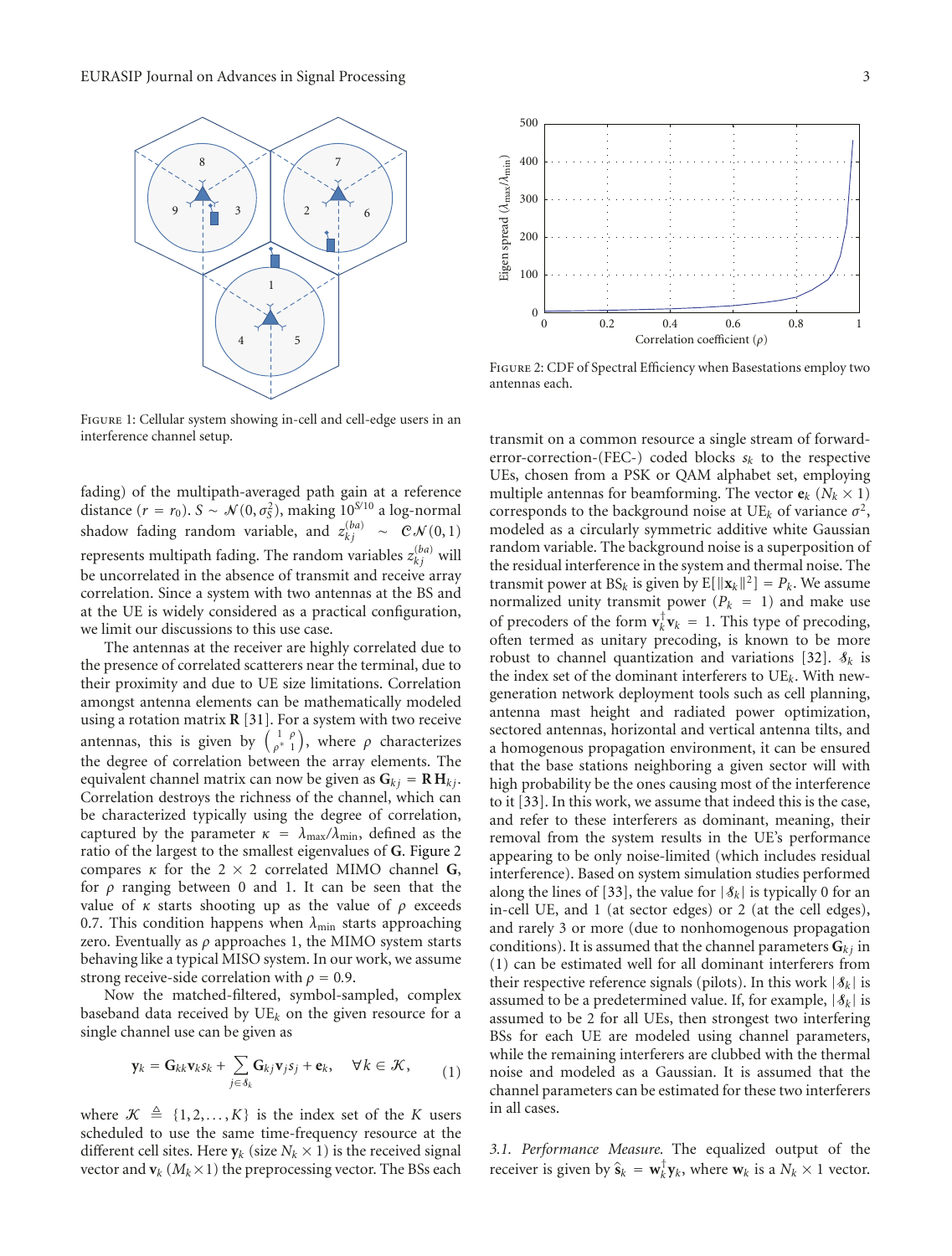Figure 1: Cellular system showing in-cell and cell-edge users in an interference channel setup.

Figure 2: CDF of Spectral Efficiency when Basestations employ two antennas each.

fading) of the multipath-averaged path gain at a reference distance ($r = r_0$). $S \sim \mathcal{N}(0, \sigma_S^2)$, making $10^{S/10}$ a log-normal shadow fading random variable, and $z_{kj}^{(ba)} \sim \mathcal{CN}(0,1)$ represents multipath fading. The random variables $z_{kj}^{(ba)}$ will be uncorrelated in the absence of transmit and receive array correlation. Since a system with two antennas at the BS and at the UE is widely considered as a practical configuration, we limit our discussions to this use case.

The antennas at the receiver are highly correlated due to the presence of correlated scatterers near the terminal, due to their proximity and due to UE size limitations. Correlation amongst antenna elements can be mathematically modeled using a rotation matrix $\mathbf{R}$ [31]. For a system with two receive antennas, this is given by $\begin{pmatrix} 1 & \rho \\ \rho^* & 1 \end{pmatrix}$, where $\rho$ characterizes the degree of correlation between the array elements. The equivalent channel matrix can now be given as $\mathbf{G}_{kj} = \mathbf{R}\,\mathbf{H}_{kj}$. Correlation destroys the richness of the channel, which can be characterized typically using the degree of correlation, captured by the parameter $\kappa = \lambda_{\max}/\lambda_{\min}$, defined as the ratio of the largest to the smallest eigenvalues of $\mathbf{G}$. Figure 2 compares $\kappa$ for the $2 \times 2$ correlated MIMO channel $\mathbf{G}$, for $\rho$ ranging between 0 and 1. It can be seen that the value of $\kappa$ starts shooting up as the value of $\rho$ exceeds 0.7. This condition happens when $\lambda_{\min}$ starts approaching zero. Eventually as $\rho$ approaches 1, the MIMO system starts behaving like a typical MISO system. In our work, we assume strong receive-side correlation with $\rho = 0.9$.

Now the matched-filtered, symbol-sampled, complex baseband data received by $\text{UE}_k$ on the given resource for a single channel use can be given as

$$\mathbf{y}_k = \mathbf{G}_{kk}\mathbf{v}_k s_k + \sum_{j \in \mathcal{S}_k} \mathbf{G}_{kj}\mathbf{v}_j s_j + \mathbf{e}_k, \quad \forall k \in \mathcal{K}, \tag{1}$$

where $\mathcal{K} \triangleq \{1, 2, \ldots, K\}$ is the index set of the $K$ users scheduled to use the same time-frequency resource at the different cell sites. Here $\mathbf{y}_k$ (size $N_k \times 1$) is the received signal vector and $\mathbf{v}_k$ ($M_k \times 1$) the preprocessing vector. The BSs each transmit on a common resource a single stream of forward-error-correction-(FEC-) coded blocks $s_k$ to the respective UEs, chosen from a PSK or QAM alphabet set, employing multiple antennas for beamforming. The vector $\mathbf{e}_k$ ($N_k \times 1$) corresponds to the background noise at $\text{UE}_k$ of variance $\sigma^2$, modeled as a circularly symmetric additive white Gaussian random variable. The background noise is a superposition of the residual interference in the system and thermal noise. The transmit power at $\text{BS}_k$ is given by $\text{E}[\|\mathbf{x}_k\|^2] = P_k$. We assume normalized unity transmit power ($P_k = 1$) and make use of precoders of the form $\mathbf{v}_k^\dagger \mathbf{v}_k = 1$. This type of precoding, often termed as unitary precoding, is known to be more robust to channel quantization and variations [32]. $\mathcal{S}_k$ is the index set of the dominant interferers to $\text{UE}_k$. With new-generation network deployment tools such as cell planning, antenna mast height and radiated power optimization, sectored antennas, horizontal and vertical antenna tilts, and a homogenous propagation environment, it can be ensured that the base stations neighboring a given sector will with high probability be the ones causing most of the interference to it [33]. In this work, we assume that indeed this is the case, and refer to these interferers as dominant, meaning, their removal from the system results in the UE's performance appearing to be only noise-limited (which includes residual interference). Based on system simulation studies performed along the lines of [33], the value for $|\mathcal{S}_k|$ is typically 0 for an in-cell UE, and 1 (at sector edges) or 2 (at the cell edges), and rarely 3 or more (due to nonhomogenous propagation conditions). It is assumed that the channel parameters $\mathbf{G}_{kj}$ in (1) can be estimated well for all dominant interferers from their respective reference signals (pilots). In this work $|\mathcal{S}_k|$ is assumed to be a predetermined value. If, for example, $|\mathcal{S}_k|$ is assumed to be 2 for all UEs, then strongest two interfering BSs for each UE are modeled using channel parameters, while the remaining interferers are clubbed with the thermal noise and modeled as a Gaussian. It is assumed that the channel parameters can be estimated for these two interferers in all cases.

*3.1. Performance Measure.* The equalized output of the receiver is given by $\hat{s}_k = \mathbf{w}_k^\dagger \mathbf{y}_k$, where $\mathbf{w}_k$ is a $N_k \times 1$ vector.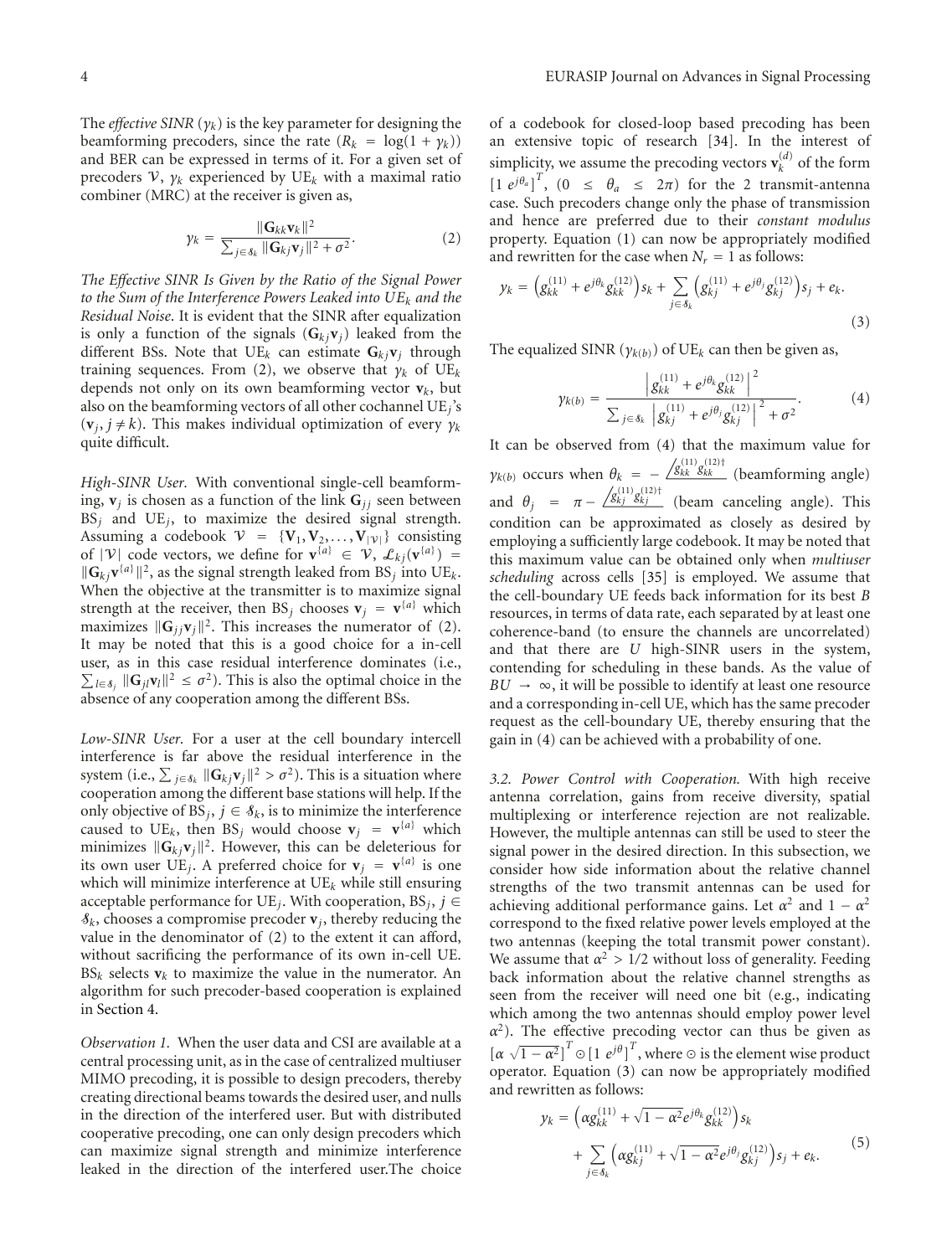The *effective SINR* ($\gamma_k$) is the key parameter for designing the beamforming precoders, since the rate ($R_k = \log(1 + \gamma_k)$) and BER can be expressed in terms of it. For a given set of precoders $\mathcal{V}$, $\gamma_k$ experienced by $\text{UE}_k$ with a maximal ratio combiner (MRC) at the receiver is given as,

$$\gamma_k = \frac{\|\mathbf{G}_{kk}\mathbf{v}_k\|^2}{\sum_{j\in\mathcal{S}_k}\|\mathbf{G}_{kj}\mathbf{v}_j\|^2 + \sigma^2}. \tag{2}$$

*The Effective SINR Is Given by the Ratio of the Signal Power to the Sum of the Interference Powers Leaked into $\text{UE}_k$ and the Residual Noise*. It is evident that the SINR after equalization is only a function of the signals ($\mathbf{G}_{kj}\mathbf{v}_j$) leaked from the different BSs. Note that $\text{UE}_k$ can estimate $\mathbf{G}_{kj}\mathbf{v}_j$ through training sequences. From (2), we observe that $\gamma_k$ of $\text{UE}_k$ depends not only on its own beamforming vector $\mathbf{v}_k$, but also on the beamforming vectors of all other cochannel $\text{UE}_j$'s ($\mathbf{v}_j, j \neq k$). This makes individual optimization of every $\gamma_k$ quite difficult.

*High-SINR User.* With conventional single-cell beamforming, $\mathbf{v}_j$ is chosen as a function of the link $\mathbf{G}_{jj}$ seen between $\text{BS}_j$ and $\text{UE}_j$, to maximize the desired signal strength. Assuming a codebook $\mathcal{V} = \{\mathbf{V}_1, \mathbf{V}_2, \ldots, \mathbf{V}_{|\mathcal{V}|}\}$ consisting of $|\mathcal{V}|$ code vectors, we define for $\mathbf{v}^{\{a\}} \in \mathcal{V}$, $\mathcal{L}_{kj}(\mathbf{v}^{\{a\}}) = \|\mathbf{G}_{kj}\mathbf{v}^{\{a\}}\|^2$, as the signal strength leaked from $\text{BS}_j$ into $\text{UE}_k$. When the objective at the transmitter is to maximize signal strength at the receiver, then $\text{BS}_j$ chooses $\mathbf{v}_j = \mathbf{v}^{\{a\}}$ which maximizes $\|\mathbf{G}_{jj}\mathbf{v}_j\|^2$. This increases the numerator of (2). It may be noted that this is a good choice for a in-cell user, as in this case residual interference dominates (i.e., $\sum_{l\in\mathcal{S}_j}\|\mathbf{G}_{jl}\mathbf{v}_l\|^2 \leq \sigma^2$). This is also the optimal choice in the absence of any cooperation among the different BSs.

*Low-SINR User.* For a user at the cell boundary intercell interference is far above the residual interference in the system (i.e., $\sum_{j\in\mathcal{S}_k}\|\mathbf{G}_{kj}\mathbf{v}_j\|^2 > \sigma^2$). This is a situation where cooperation among the different base stations will help. If the only objective of $\text{BS}_j$, $j \in \mathcal{S}_k$, is to minimize the interference caused to $\text{UE}_k$, then $\text{BS}_j$ would choose $\mathbf{v}_j = \mathbf{v}^{\{a\}}$ which minimizes $\|\mathbf{G}_{kj}\mathbf{v}_j\|^2$. However, this can be deleterious for its own user $\text{UE}_j$. A preferred choice for $\mathbf{v}_j = \mathbf{v}^{\{a\}}$ is one which will minimize interference at $\text{UE}_k$ while still ensuring acceptable performance for $\text{UE}_j$. With cooperation, $\text{BS}_j$, $j \in \mathcal{S}_k$, chooses a compromise precoder $\mathbf{v}_j$, thereby reducing the value in the denominator of (2) to the extent it can afford, without sacrificing the performance of its own in-cell UE. $\text{BS}_k$ selects $\mathbf{v}_k$ to maximize the value in the numerator. An algorithm for such precoder-based cooperation is explained in Section 4.

*Observation 1.* When the user data and CSI are available at a central processing unit, as in the case of centralized multiuser MIMO precoding, it is possible to design precoders, thereby creating directional beams towards the desired user, and nulls in the direction of the interfered user. But with distributed cooperative precoding, one can only design precoders which can maximize signal strength and minimize interference leaked in the direction of the interfered user.The choice of a codebook for closed-loop based precoding has been an extensive topic of research [34]. In the interest of simplicity, we assume the precoding vectors $\mathbf{v}_k^{(d)}$ of the form $[1 \; e^{j\theta_a}]^T$, $(0 \leq \theta_a \leq 2\pi)$ for the 2 transmit-antenna case. Such precoders change only the phase of transmission and hence are preferred due to their *constant modulus* property. Equation (1) can now be appropriately modified and rewritten for the case when $N_r = 1$ as follows:

$$y_k = \left(g_{kk}^{(11)} + e^{j\theta_k}g_{kk}^{(12)}\right)s_k + \sum_{j\in\mathcal{S}_k}\left(g_{kj}^{(11)} + e^{j\theta_j}g_{kj}^{(12)}\right)s_j + e_k. \tag{3}$$

The equalized SINR ($\gamma_{k(b)}$) of $\text{UE}_k$ can then be given as,

$$\gamma_{k(b)} = \frac{\left|g_{kk}^{(11)} + e^{j\theta_k}g_{kk}^{(12)}\right|^2}{\sum_{j\in\mathcal{S}_k}\left|g_{kj}^{(11)} + e^{j\theta_j}g_{kj}^{(12)}\right|^2 + \sigma^2}. \tag{4}$$

It can be observed from (4) that the maximum value for $\gamma_{k(b)}$ occurs when $\theta_k = -\angle g_{kk}^{(11)}g_{kk}^{(12)\dagger}$ (beamforming angle) and $\theta_j = \pi - \angle g_{kj}^{(11)}g_{kj}^{(12)\dagger}$ (beam canceling angle). This condition can be approximated as closely as desired by employing a sufficiently large codebook. It may be noted that this maximum value can be obtained only when *multiuser scheduling* across cells [35] is employed. We assume that the cell-boundary UE feeds back information for its best $B$ resources, in terms of data rate, each separated by at least one coherence-band (to ensure the channels are uncorrelated) and that there are $U$ high-SINR users in the system, contending for scheduling in these bands. As the value of $BU \to \infty$, it will be possible to identify at least one resource and a corresponding in-cell UE, which has the same precoder request as the cell-boundary UE, thereby ensuring that the gain in (4) can be achieved with a probability of one.

*3.2. Power Control with Cooperation.* With high receive antenna correlation, gains from receive diversity, spatial multiplexing or interference rejection are not realizable. However, the multiple antennas can still be used to steer the signal power in the desired direction. In this subsection, we consider how side information about the relative channel strengths of the two transmit antennas can be used for achieving additional performance gains. Let $\alpha^2$ and $1 - \alpha^2$ correspond to the fixed relative power levels employed at the two antennas (keeping the total transmit power constant). We assume that $\alpha^2 > 1/2$ without loss of generality. Feeding back information about the relative channel strengths as seen from the receiver will need one bit (e.g., indicating which among the two antennas should employ power level $\alpha^2$). The effective precoding vector can thus be given as $[\alpha \; \sqrt{1-\alpha^2}]^T \odot [1 \; e^{j\theta}]^T$, where $\odot$ is the element wise product operator. Equation (3) can now be appropriately modified and rewritten as follows:

$$\begin{aligned} y_k = &\left(\alpha g_{kk}^{(11)} + \sqrt{1-\alpha^2}e^{j\theta_k}g_{kk}^{(12)}\right)s_k \\ &+ \sum_{j\in\mathcal{S}_k}\left(\alpha g_{kj}^{(11)} + \sqrt{1-\alpha^2}e^{j\theta_j}g_{kj}^{(12)}\right)s_j + e_k. \end{aligned} \tag{5}$$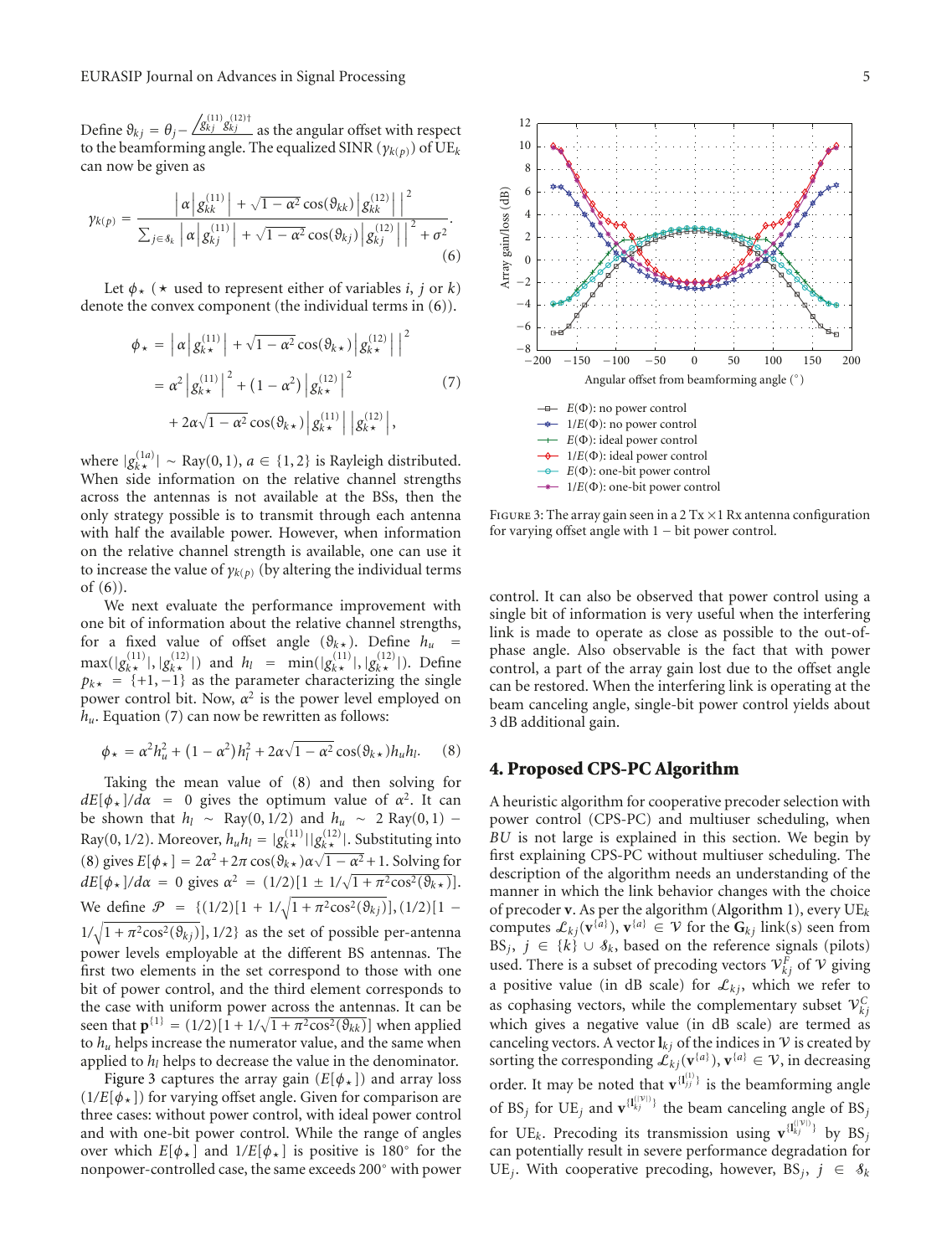Define $\vartheta_{kj} = \theta_j - \angle g_{kj}^{(11)} g_{kj}^{(12)\dagger}$ as the angular offset with respect to the beamforming angle. The equalized SINR ($\gamma_{k(p)}$) of $\text{UE}_k$ can now be given as

$$\gamma_{k(p)} = \frac{\left| \alpha \left| g_{kk}^{(11)} \right| + \sqrt{1-\alpha^2} \cos(\vartheta_{kk}) \left| g_{kk}^{(12)} \right| \right|^2}{\sum_{j \in \mathcal{S}_k} \left| \alpha \left| g_{kj}^{(11)} \right| + \sqrt{1-\alpha^2} \cos(\vartheta_{kj}) \left| g_{kj}^{(12)} \right| \right|^2 + \sigma^2}. \tag{6}$$

Let $\phi_\star$ ($\star$ used to represent either of variables $i$, $j$ or $k$) denote the convex component (the individual terms in (6)).

$$\begin{aligned} \phi_\star &= \left| \alpha \left| g_{k\star}^{(11)} \right| + \sqrt{1-\alpha^2} \cos(\vartheta_{k\star}) \left| g_{k\star}^{(12)} \right| \right|^2 \\ &= \alpha^2 \left| g_{k\star}^{(11)} \right|^2 + \left(1-\alpha^2\right) \left| g_{k\star}^{(12)} \right|^2 \\ &\quad + 2\alpha\sqrt{1-\alpha^2} \cos(\vartheta_{k\star}) \left| g_{k\star}^{(11)} \right| \left| g_{k\star}^{(12)} \right|, \end{aligned} \tag{7}$$

where $|g_{k\star}^{(1a)}| \sim \text{Ray}(0,1)$, $a \in \{1,2\}$ is Rayleigh distributed. When side information on the relative channel strengths across the antennas is not available at the BSs, then the only strategy possible is to transmit through each antenna with half the available power. However, when information on the relative channel strength is available, one can use it to increase the value of $\gamma_{k(p)}$ (by altering the individual terms of (6)).

We next evaluate the performance improvement with one bit of information about the relative channel strengths, for a fixed value of offset angle ($\vartheta_{k\star}$). Define $h_u = \max(|g_{k\star}^{(11)}|, |g_{k\star}^{(12)}|)$ and $h_l = \min(|g_{k\star}^{(11)}|, |g_{k\star}^{(12)}|)$. Define $p_{k\star} = \{+1, -1\}$ as the parameter characterizing the single power control bit. Now, $\alpha^2$ is the power level employed on $h_u$. Equation (7) can now be rewritten as follows:

$$\phi_\star = \alpha^2 h_u^2 + \left(1-\alpha^2\right) h_l^2 + 2\alpha\sqrt{1-\alpha^2} \cos(\vartheta_{k\star}) h_u h_l. \tag{8}$$

Taking the mean value of (8) and then solving for $dE[\phi_\star]/d\alpha = 0$ gives the optimum value of $\alpha^2$. It can be shown that $h_l \sim \text{Ray}(0, 1/2)$ and $h_u \sim 2\,\text{Ray}(0,1) - \text{Ray}(0,1/2)$. Moreover, $h_u h_l = |g_{k\star}^{(11)}||g_{k\star}^{(12)}|$. Substituting into (8) gives $E[\phi_\star] = 2\alpha^2 + 2\pi\cos(\vartheta_{k\star})\alpha\sqrt{1-\alpha^2} + 1$. Solving for $dE[\phi_\star]/d\alpha = 0$ gives $\alpha^2 = (1/2)[1 \pm 1/\sqrt{1+\pi^2\cos^2(\vartheta_{k\star})}]$. We define $\mathcal{P} = \{(1/2)[1 + 1/\sqrt{1+\pi^2\cos^2(\vartheta_{kj})}], (1/2)[1 - 1/\sqrt{1+\pi^2\cos^2(\vartheta_{kj})}], 1/2\}$ as the set of possible per-antenna power levels employable at the different BS antennas. The first two elements in the set correspond to those with one bit of power control, and the third element corresponds to the case with uniform power across the antennas. It can be seen that $\mathbf{p}^{\{1\}} = (1/2)[1 + 1/\sqrt{1+\pi^2\cos^2(\vartheta_{kk})}]$ when applied to $h_u$ helps increase the numerator value, and the same when applied to $h_l$ helps to decrease the value in the denominator.

Figure 3 captures the array gain ($E[\phi_\star]$) and array loss ($1/E[\phi_\star]$) for varying offset angle. Given for comparison are three cases: without power control, with ideal power control and with one-bit power control. While the range of angles over which $E[\phi_\star]$ and $1/E[\phi_\star]$ is positive is 180° for the nonpower-controlled case, the same exceeds 200° with power control. It can also be observed that power control using a single bit of information is very useful when the interfering link is made to operate as close as possible to the out-of-phase angle. Also observable is the fact that with power control, a part of the array gain lost due to the offset angle can be restored. When the interfering link is operating at the beam canceling angle, single-bit power control yields about 3 dB additional gain.

Figure 3: The array gain seen in a 2 Tx × 1 Rx antenna configuration for varying offset angle with 1 − bit power control.

## 4. Proposed CPS-PC Algorithm

A heuristic algorithm for cooperative precoder selection with power control (CPS-PC) and multiuser scheduling, when $BU$ is not large is explained in this section. We begin by first explaining CPS-PC without multiuser scheduling. The description of the algorithm needs an understanding of the manner in which the link behavior changes with the choice of precoder $\mathbf{v}$. As per the algorithm (Algorithm 1), every $\text{UE}_k$ computes $\mathcal{L}_{kj}(\mathbf{v}^{\{a\}})$, $\mathbf{v}^{\{a\}} \in \mathcal{V}$ for the $\mathbf{G}_{kj}$ link(s) seen from $\text{BS}_j$, $j \in \{k\} \cup \mathcal{S}_k$, based on the reference signals (pilots) used. There is a subset of precoding vectors $\mathcal{V}_{kj}^F$ of $\mathcal{V}$ giving a positive value (in dB scale) for $\mathcal{L}_{kj}$, which we refer to as cophasing vectors, while the complementary subset $\mathcal{V}_{kj}^C$ which gives a negative value (in dB scale) are termed as canceling vectors. A vector $\mathbf{l}_{kj}$ of the indices in $\mathcal{V}$ is created by sorting the corresponding $\mathcal{L}_{kj}(\mathbf{v}^{\{a\}})$, $\mathbf{v}^{\{a\}} \in \mathcal{V}$, in decreasing order. It may be noted that $\mathbf{v}^{\{\mathbf{l}_{jj}^{(1)}\}}$ is the beamforming angle of $\text{BS}_j$ for $\text{UE}_j$ and $\mathbf{v}^{\{\mathbf{l}_{kj}^{(|\mathcal{V}|)}\}}$ the beam canceling angle of $\text{BS}_j$ for $\text{UE}_k$. Precoding its transmission using $\mathbf{v}^{\{\mathbf{l}_{kj}^{(|\mathcal{V}|)}\}}$ by $\text{BS}_j$ can potentially result in severe performance degradation for $\text{UE}_j$. With cooperative precoding, however, $\text{BS}_j$, $j \in \mathcal{S}_k$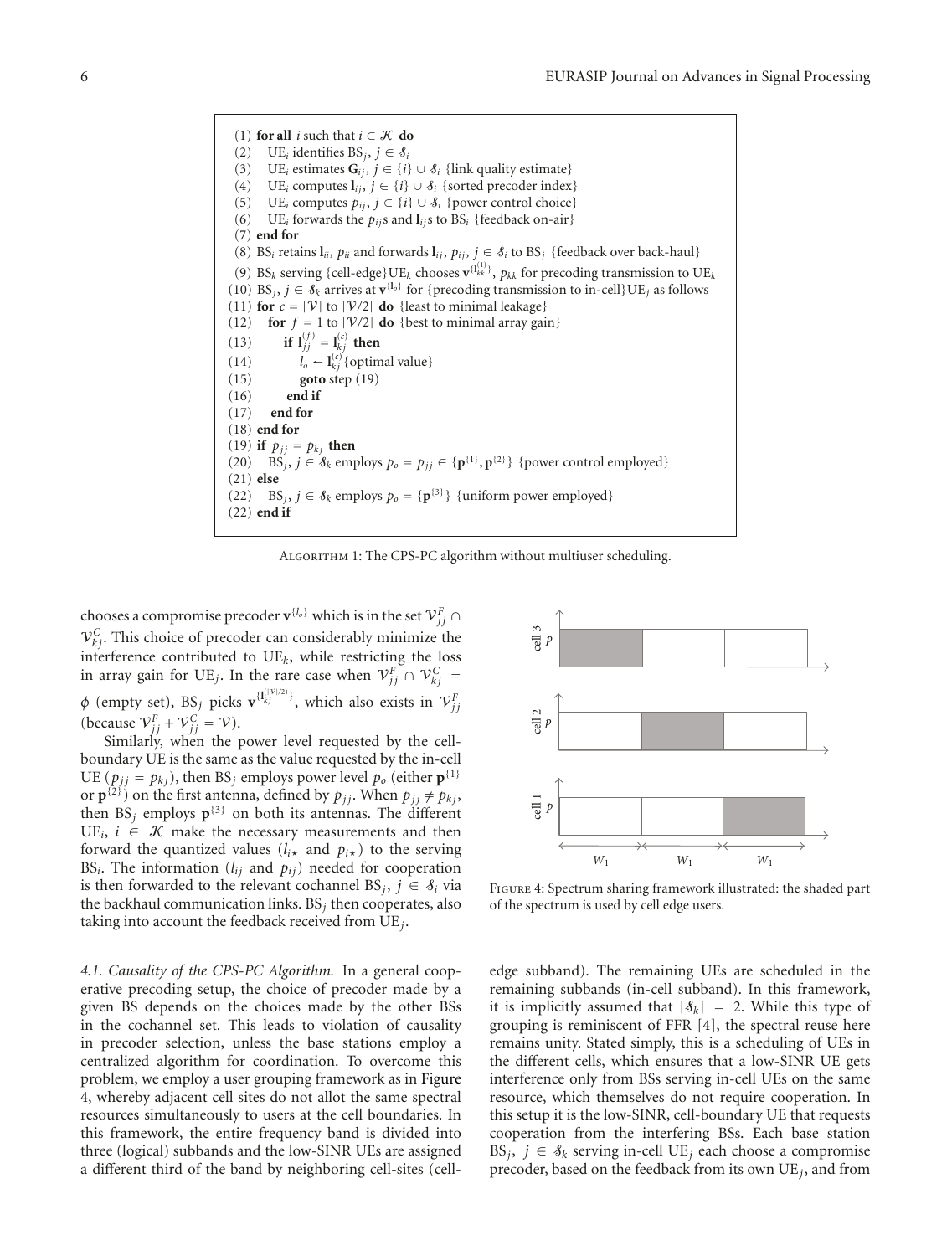(1) **for all** $i$ such that $i \in \mathcal{K}$ **do**
(2) UE$_i$ identifies BS$_j$, $j \in \mathcal{S}_i$
(3) UE$_i$ estimates $\mathbf{G}_{ij}$, $j \in \{i\} \cup \mathcal{S}_i$ {link quality estimate}
(4) UE$_i$ computes $\mathbf{l}_{ij}$, $j \in \{i\} \cup \mathcal{S}_i$ {sorted precoder index}
(5) UE$_i$ computes $p_{ij}$, $j \in \{i\} \cup \mathcal{S}_i$ {power control choice}
(6) UE$_i$ forwards the $p_{ij}$s and $\mathbf{l}_{ij}$s to BS$_i$ {feedback on-air}
(7) **end for**
(8) BS$_i$ retains $\mathbf{l}_{ii}$, $p_{ii}$ and forwards $\mathbf{l}_{ij}$, $p_{ij}$, $j \in \mathcal{S}_i$ to BS$_j$ {feedback over back-haul}
(9) BS$_k$ serving {cell-edge}UE$_k$ chooses $\mathbf{v}^{\{\mathbf{l}_{kk}^{(1)}\}}$, $p_{kk}$ for precoding transmission to UE$_k$
(10) BS$_j$, $j \in \mathcal{S}_k$ arrives at $\mathbf{v}^{\{l_o\}}$ for {precoding transmission to in-cell}UE$_j$ as follows
(11) **for** $c = |\mathcal{V}|$ to $|\mathcal{V}/2|$ **do** {least to minimal leakage}
(12) **for** $f = 1$ to $|\mathcal{V}/2|$ **do** {best to minimal array gain}
(13) **if** $\mathbf{l}_{jj}^{(f)} = \mathbf{l}_{kj}^{(c)}$ **then**
(14) $l_o \leftarrow \mathbf{l}_{kj}^{(c)}$ {optimal value}
(15) **goto** step (19)
(16) **end if**
(17) **end for**
(18) **end for**
(19) **if** $p_{jj} = p_{kj}$ **then**
(20) BS$_j$, $j \in \mathcal{S}_k$ employs $p_o = p_{jj} \in \{\mathbf{p}^{\{1\}}, \mathbf{p}^{\{2\}}\}$ {power control employed}
(21) **else**
(22) BS$_j$, $j \in \mathcal{S}_k$ employs $p_o = \{\mathbf{p}^{\{3\}}\}$ {uniform power employed}
(22) **end if**

Algorithm 1: The CPS-PC algorithm without multiuser scheduling.

chooses a compromise precoder $\mathbf{v}^{\{l_o\}}$ which is in the set $\mathcal{V}_{jj}^F \cap \mathcal{V}_{kj}^C$. This choice of precoder can considerably minimize the interference contributed to UE$_k$, while restricting the loss in array gain for UE$_j$. In the rare case when $\mathcal{V}_{jj}^F \cap \mathcal{V}_{kj}^C = \phi$ (empty set), BS$_j$ picks $\mathbf{v}^{\{\mathbf{l}_{kj}^{(|\mathcal{V}|/2)}\}}$, which also exists in $\mathcal{V}_{jj}^F$ (because $\mathcal{V}_{jj}^F + \mathcal{V}_{jj}^C = \mathcal{V}$).

Similarly, when the power level requested by the cell-boundary UE is the same as the value requested by the in-cell UE ($p_{jj} = p_{kj}$), then BS$_j$ employs power level $p_o$ (either $\mathbf{p}^{\{1\}}$ or $\mathbf{p}^{\{2\}}$) on the first antenna, defined by $p_{jj}$. When $p_{jj} \neq p_{kj}$, then BS$_j$ employs $\mathbf{p}^{\{3\}}$ on both its antennas. The different UE$_i$, $i \in \mathcal{K}$ make the necessary measurements and then forward the quantized values ($l_{i\star}$ and $p_{i\star}$) to the serving BS$_i$. The information ($l_{ij}$ and $p_{ij}$) needed for cooperation is then forwarded to the relevant cochannel BS$_j$, $j \in \mathcal{S}_i$ via the backhaul communication links. BS$_j$ then cooperates, also taking into account the feedback received from UE$_j$.

*4.1. Causality of the CPS-PC Algorithm.* In a general cooperative precoding setup, the choice of precoder made by a given BS depends on the choices made by the other BSs in the cochannel set. This leads to violation of causality in precoder selection, unless the base stations employ a centralized algorithm for coordination. To overcome this problem, we employ a user grouping framework as in Figure 4, whereby adjacent cell sites do not allot the same spectral resources simultaneously to users at the cell boundaries. In this framework, the entire frequency band is divided into three (logical) subbands and the low-SINR UEs are assigned a different third of the band by neighboring cell-sites (cell-edge subband). The remaining UEs are scheduled in the remaining subbands (in-cell subband). In this framework, it is implicitly assumed that $|\mathcal{S}_k| = 2$. While this type of grouping is reminiscent of FFR [4], the spectral reuse here remains unity. Stated simply, this is a scheduling of UEs in the different cells, which ensures that a low-SINR UE gets interference only from BSs serving in-cell UEs on the same resource, which themselves do not require cooperation. In this setup it is the low-SINR, cell-boundary UE that requests cooperation from the interfering BSs. Each base station BS$_j$, $j \in \mathcal{S}_k$ serving in-cell UE$_j$ each choose a compromise precoder, based on the feedback from its own UE$_j$, and from

Figure 4: Spectrum sharing framework illustrated: the shaded part of the spectrum is used by cell edge users.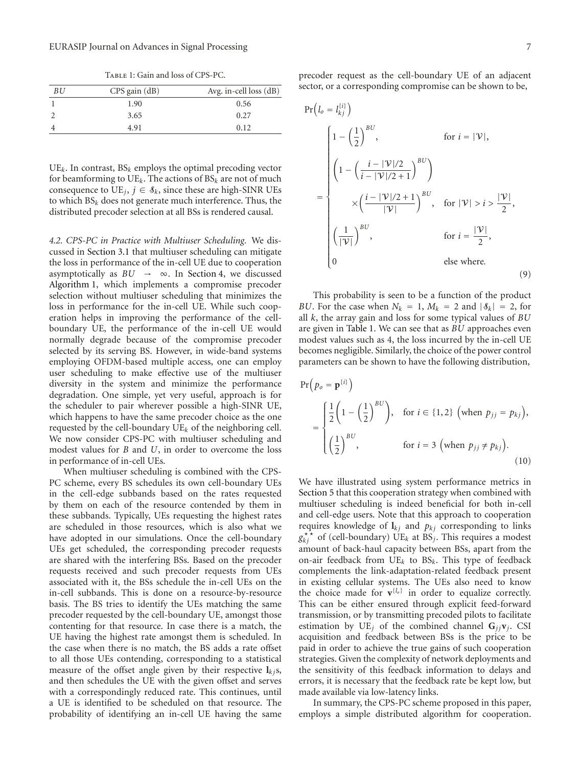Table 1: Gain and loss of CPS-PC.

| $BU$ | CPS gain (dB) | Avg. in-cell loss (dB) |
|---|---|---|
| 1 | 1.90 | 0.56 |
| 2 | 3.65 | 0.27 |
| 4 | 4.91 | 0.12 |

UE$_k$. In contrast, BS$_k$ employs the optimal precoding vector for beamforming to UE$_k$. The actions of BS$_k$ are not of much consequence to UE$_j$, $j \in \mathcal{S}_k$, since these are high-SINR UEs to which BS$_k$ does not generate much interference. Thus, the distributed precoder selection at all BSs is rendered causal.

*4.2. CPS-PC in Practice with Multiuser Scheduling.* We discussed in Section 3.1 that multiuser scheduling can mitigate the loss in performance of the in-cell UE due to cooperation asymptotically as $BU \to \infty$. In Section 4, we discussed Algorithm 1, which implements a compromise precoder selection without multiuser scheduling that minimizes the loss in performance for the in-cell UE. While such cooperation helps in improving the performance of the cell-boundary UE, the performance of the in-cell UE would normally degrade because of the compromise precoder selected by its serving BS. However, in wide-band systems employing OFDM-based multiple access, one can employ user scheduling to make effective use of the multiuser diversity in the system and minimize the performance degradation. One simple, yet very useful, approach is for the scheduler to pair wherever possible a high-SINR UE, which happens to have the same precoder choice as the one requested by the cell-boundary UE$_k$ of the neighboring cell. We now consider CPS-PC with multiuser scheduling and modest values for $B$ and $U$, in order to overcome the loss in performance of in-cell UEs.

When multiuser scheduling is combined with the CPS-PC scheme, every BS schedules its own cell-boundary UEs in the cell-edge subbands based on the rates requested by them on each of the resource contended by them in these subbands. Typically, UEs requesting the highest rates are scheduled in those resources, which is also what we have adopted in our simulations. Once the cell-boundary UEs get scheduled, the corresponding precoder requests are shared with the interfering BSs. Based on the precoder requests received and such precoder requests from UEs associated with it, the BSs schedule the in-cell UEs on the in-cell subbands. This is done on a resource-by-resource basis. The BS tries to identify the UEs matching the same precoder requested by the cell-boundary UE, amongst those contenting for that resource. In case there is a match, the UE having the highest rate amongst them is scheduled. In the case when there is no match, the BS adds a rate offset to all those UEs contending, corresponding to a statistical measure of the offset angle given by their respective $\mathbf{l}_{kj}$s, and then schedules the UE with the given offset and serves with a correspondingly reduced rate. This continues, until a UE is identified to be scheduled on that resource. The probability of identifying an in-cell UE having the same precoder request as the cell-boundary UE of an adjacent sector, or a corresponding compromise can be shown to be,

$$
\Pr\left(l_o = l_{kj}^{\{i\}}\right) = \begin{cases} 1 - \left(\dfrac{1}{2}\right)^{BU}, & \text{for } i = |\mathcal{V}|, \\[2ex] \left(1 - \left(\dfrac{i - |\mathcal{V}|/2}{i - |\mathcal{V}|/2 + 1}\right)^{BU}\right) \\ \quad \times \left(\dfrac{i - |\mathcal{V}|/2 + 1}{|\mathcal{V}|}\right)^{BU}, & \text{for } |\mathcal{V}| > i > \dfrac{|\mathcal{V}|}{2}, \\[2ex] \left(\dfrac{1}{|\mathcal{V}|}\right)^{BU}, & \text{for } i = \dfrac{|\mathcal{V}|}{2}, \\[2ex] 0 & \text{else where.} \end{cases} \tag{9}
$$

This probability is seen to be a function of the product $BU$. For the case when $N_k = 1$, $M_k = 2$ and $|\mathcal{S}_k| = 2$, for all $k$, the array gain and loss for some typical values of $BU$ are given in Table 1. We can see that as $BU$ approaches even modest values such as 4, the loss incurred by the in-cell UE becomes negligible. Similarly, the choice of the power control parameters can be shown to have the following distribution,

$$
\Pr\left(p_o = \mathbf{p}^{\{i\}}\right) = \begin{cases} \dfrac{1}{2}\left(1 - \left(\dfrac{1}{2}\right)^{BU}\right), & \text{for } i \in \{1, 2\} \ \left(\text{when } p_{jj} = p_{kj}\right), \\[2ex] \left(\dfrac{1}{2}\right)^{BU}, & \text{for } i = 3 \ \left(\text{when } p_{jj} \neq p_{kj}\right). \end{cases} \tag{10}
$$

We have illustrated using system performance metrics in Section 5 that this cooperation strategy when combined with multiuser scheduling is indeed beneficial for both in-cell and cell-edge users. Note that this approach to cooperation requires knowledge of $\mathbf{l}_{kj}$ and $p_{kj}$ corresponding to links $g_{kj}^{\star\star}$ of (cell-boundary) UE$_k$ at BS$_j$. This requires a modest amount of back-haul capacity between BSs, apart from the on-air feedback from UE$_k$ to BS$_k$. This type of feedback complements the link-adaptation-related feedback present in existing cellular systems. The UEs also need to know the choice made for $\mathbf{v}^{\{l_o\}}$ in order to equalize correctly. This can be either ensured through explicit feed-forward transmission, or by transmitting precoded pilots to facilitate estimation by UE$_j$ of the combined channel $\mathbf{G}_{jj}\mathbf{v}_j$. CSI acquisition and feedback between BSs is the price to be paid in order to achieve the true gains of such cooperation strategies. Given the complexity of network deployments and the sensitivity of this feedback information to delays and errors, it is necessary that the feedback rate be kept low, but made available via low-latency links.

In summary, the CPS-PC scheme proposed in this paper, employs a simple distributed algorithm for cooperation.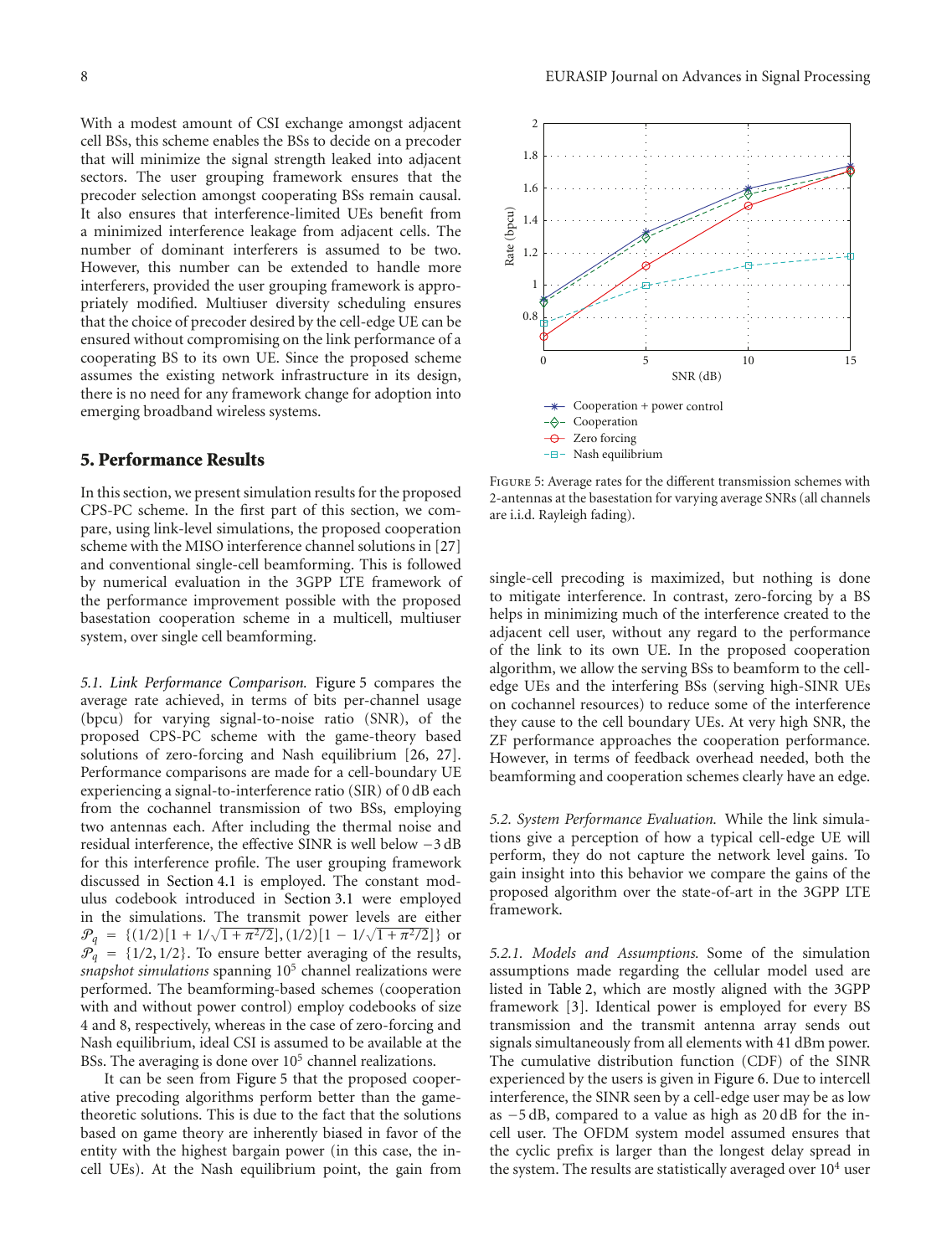With a modest amount of CSI exchange amongst adjacent cell BSs, this scheme enables the BSs to decide on a precoder that will minimize the signal strength leaked into adjacent sectors. The user grouping framework ensures that the precoder selection amongst cooperating BSs remain causal. It also ensures that interference-limited UEs benefit from a minimized interference leakage from adjacent cells. The number of dominant interferers is assumed to be two. However, this number can be extended to handle more interferers, provided the user grouping framework is appropriately modified. Multiuser diversity scheduling ensures that the choice of precoder desired by the cell-edge UE can be ensured without compromising on the link performance of a cooperating BS to its own UE. Since the proposed scheme assumes the existing network infrastructure in its design, there is no need for any framework change for adoption into emerging broadband wireless systems.

## 5. Performance Results

In this section, we present simulation results for the proposed CPS-PC scheme. In the first part of this section, we compare, using link-level simulations, the proposed cooperation scheme with the MISO interference channel solutions in [27] and conventional single-cell beamforming. This is followed by numerical evaluation in the 3GPP LTE framework of the performance improvement possible with the proposed basestation cooperation scheme in a multicell, multiuser system, over single cell beamforming.

*5.1. Link Performance Comparison.* Figure 5 compares the average rate achieved, in terms of bits per-channel usage (bpcu) for varying signal-to-noise ratio (SNR), of the proposed CPS-PC scheme with the game-theory based solutions of zero-forcing and Nash equilibrium [26, 27]. Performance comparisons are made for a cell-boundary UE experiencing a signal-to-interference ratio (SIR) of 0 dB each from the cochannel transmission of two BSs, employing two antennas each. After including the thermal noise and residual interference, the effective SINR is well below −3 dB for this interference profile. The user grouping framework discussed in Section 4.1 is employed. The constant modulus codebook introduced in Section 3.1 were employed in the simulations. The transmit power levels are either $\mathcal{P}_q = \{(1/2)[1 + 1/\sqrt{1+\pi^2/2}], (1/2)[1 - 1/\sqrt{1+\pi^2/2}]\}$ or $\mathcal{P}_q = \{1/2, 1/2\}$. To ensure better averaging of the results, *snapshot simulations* spanning $10^5$ channel realizations were performed. The beamforming-based schemes (cooperation with and without power control) employ codebooks of size 4 and 8, respectively, whereas in the case of zero-forcing and Nash equilibrium, ideal CSI is assumed to be available at the BSs. The averaging is done over $10^5$ channel realizations.

It can be seen from Figure 5 that the proposed cooperative precoding algorithms perform better than the game-theoretic solutions. This is due to the fact that the solutions based on game theory are inherently biased in favor of the entity with the highest bargain power (in this case, the in-cell UEs). At the Nash equilibrium point, the gain from single-cell precoding is maximized, but nothing is done to mitigate interference. In contrast, zero-forcing by a BS helps in minimizing much of the interference created to the adjacent cell user, without any regard to the performance of the link to its own UE. In the proposed cooperation algorithm, we allow the serving BSs to beamform to the cell-edge UEs and the interfering BSs (serving high-SINR UEs on cochannel resources) to reduce some of the interference they cause to the cell boundary UEs. At very high SNR, the ZF performance approaches the cooperation performance. However, in terms of feedback overhead needed, both the beamforming and cooperation schemes clearly have an edge.

Figure 5: Average rates for the different transmission schemes with 2-antennas at the basestation for varying average SNRs (all channels are i.i.d. Rayleigh fading).

*5.2. System Performance Evaluation.* While the link simulations give a perception of how a typical cell-edge UE will perform, they do not capture the network level gains. To gain insight into this behavior we compare the gains of the proposed algorithm over the state-of-art in the 3GPP LTE framework.

*5.2.1. Models and Assumptions.* Some of the simulation assumptions made regarding the cellular model used are listed in Table 2, which are mostly aligned with the 3GPP framework [3]. Identical power is employed for every BS transmission and the transmit antenna array sends out signals simultaneously from all elements with 41 dBm power. The cumulative distribution function (CDF) of the SINR experienced by the users is given in Figure 6. Due to intercell interference, the SINR seen by a cell-edge user may be as low as −5 dB, compared to a value as high as 20 dB for the in-cell user. The OFDM system model assumed ensures that the cyclic prefix is larger than the longest delay spread in the system. The results are statistically averaged over $10^4$ user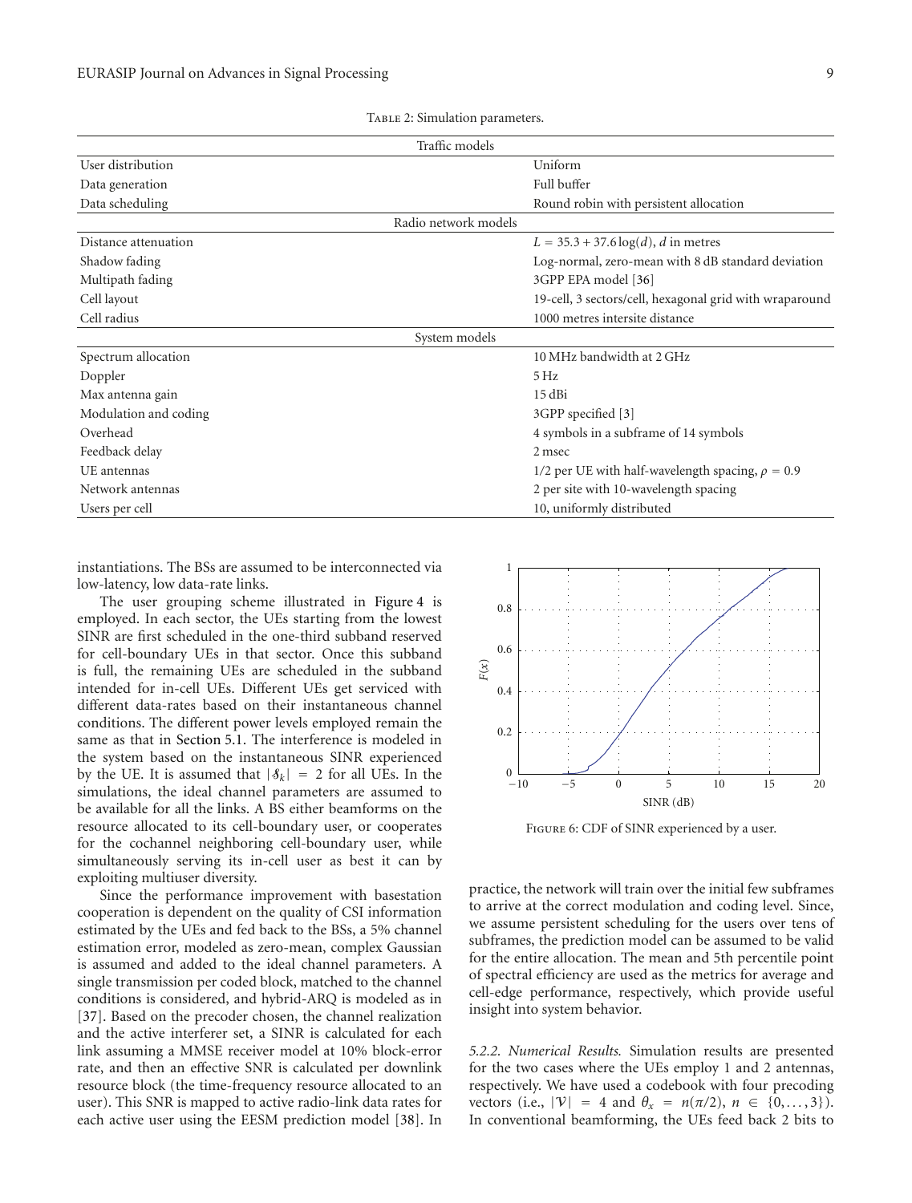Table 2: Simulation parameters.

| Parameter | Value |
|---|---|
| **Traffic models** | |
| User distribution | Uniform |
| Data generation | Full buffer |
| Data scheduling | Round robin with persistent allocation |
| **Radio network models** | |
| Distance attenuation | $L = 35.3 + 37.6\log(d)$, $d$ in metres |
| Shadow fading | Log-normal, zero-mean with 8 dB standard deviation |
| Multipath fading | 3GPP EPA model [36] |
| Cell layout | 19-cell, 3 sectors/cell, hexagonal grid with wraparound |
| Cell radius | 1000 metres intersite distance |
| **System models** | |
| Spectrum allocation | 10 MHz bandwidth at 2 GHz |
| Doppler | 5 Hz |
| Max antenna gain | 15 dBi |
| Modulation and coding | 3GPP specified [3] |
| Overhead | 4 symbols in a subframe of 14 symbols |
| Feedback delay | 2 msec |
| UE antennas | 1/2 per UE with half-wavelength spacing, $\rho = 0.9$ |
| Network antennas | 2 per site with 10-wavelength spacing |
| Users per cell | 10, uniformly distributed |

instantiations. The BSs are assumed to be interconnected via low-latency, low data-rate links.

The user grouping scheme illustrated in Figure 4 is employed. In each sector, the UEs starting from the lowest SINR are first scheduled in the one-third subband reserved for cell-boundary UEs in that sector. Once this subband is full, the remaining UEs are scheduled in the subband intended for in-cell UEs. Different UEs get serviced with different data-rates based on their instantaneous channel conditions. The different power levels employed remain the same as that in Section 5.1. The interference is modeled in the system based on the instantaneous SINR experienced by the UE. It is assumed that $|\mathcal{S}_k| = 2$ for all UEs. In the simulations, the ideal channel parameters are assumed to be available for all the links. A BS either beamforms on the resource allocated to its cell-boundary user, or cooperates for the cochannel neighboring cell-boundary user, while simultaneously serving its in-cell user as best it can by exploiting multiuser diversity.

Since the performance improvement with basestation cooperation is dependent on the quality of CSI information estimated by the UEs and fed back to the BSs, a 5% channel estimation error, modeled as zero-mean, complex Gaussian is assumed and added to the ideal channel parameters. A single transmission per coded block, matched to the channel conditions is considered, and hybrid-ARQ is modeled as in [37]. Based on the precoder chosen, the channel realization and the active interferer set, a SINR is calculated for each link assuming a MMSE receiver model at 10% block-error rate, and then an effective SNR is calculated per downlink resource block (the time-frequency resource allocated to an user). This SNR is mapped to active radio-link data rates for each active user using the EESM prediction model [38]. In practice, the network will train over the initial few subframes to arrive at the correct modulation and coding level. Since, we assume persistent scheduling for the users over tens of subframes, the prediction model can be assumed to be valid for the entire allocation. The mean and 5th percentile point of spectral efficiency are used as the metrics for average and cell-edge performance, respectively, which provide useful insight into system behavior.

Figure 6: CDF of SINR experienced by a user.

*5.2.2. Numerical Results.* Simulation results are presented for the two cases where the UEs employ 1 and 2 antennas, respectively. We have used a codebook with four precoding vectors (i.e., $|\mathcal{V}| = 4$ and $\theta_x = n(\pi/2)$, $n \in \{0, \ldots, 3\}$). In conventional beamforming, the UEs feed back 2 bits to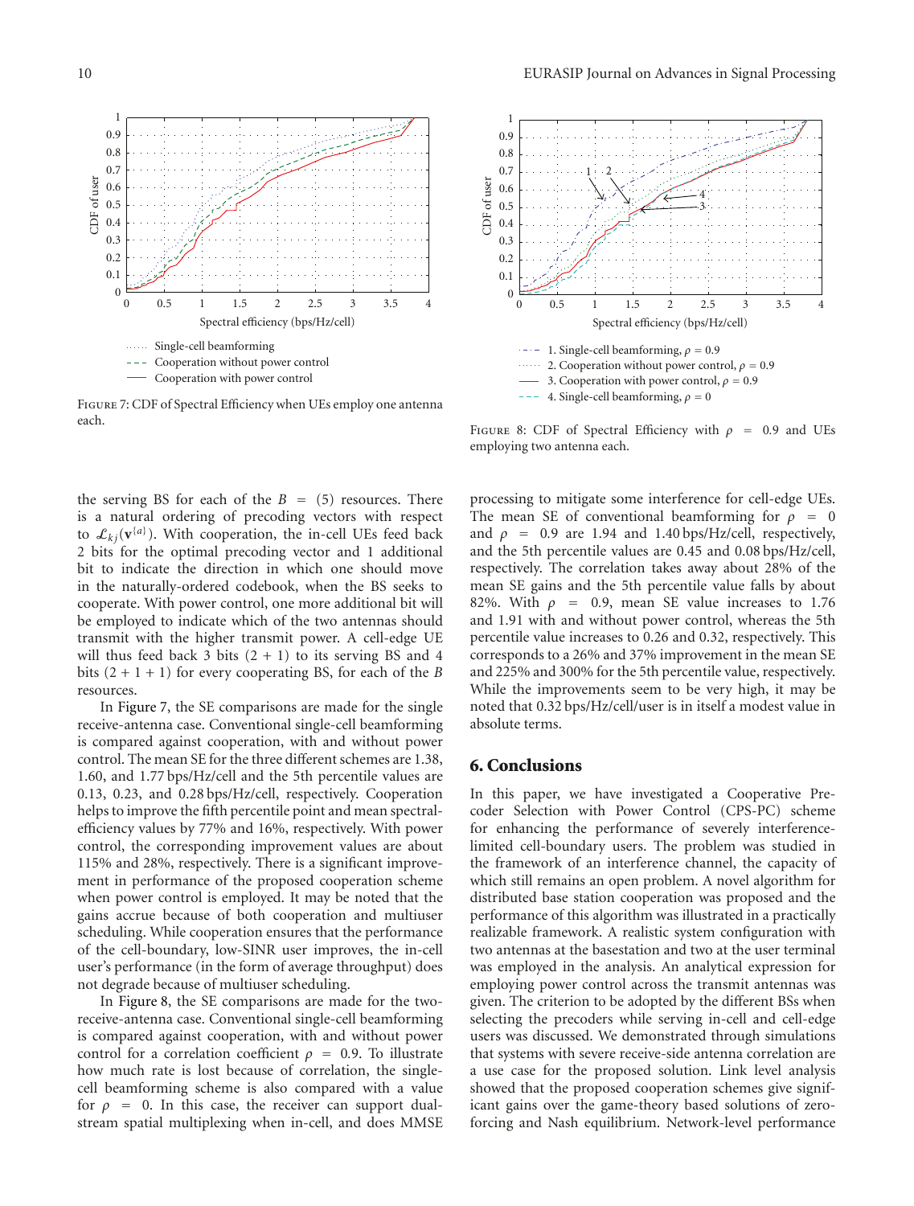Figure 7: CDF of Spectral Efficiency when UEs employ one antenna each.

Figure 8: CDF of Spectral Efficiency with $\rho = 0.9$ and UEs employing two antenna each.

the serving BS for each of the $B = (5)$ resources. There is a natural ordering of precoding vectors with respect to $\mathcal{L}_{kj}(\mathbf{v}^{\{a\}})$. With cooperation, the in-cell UEs feed back 2 bits for the optimal precoding vector and 1 additional bit to indicate the direction in which one should move in the naturally-ordered codebook, when the BS seeks to cooperate. With power control, one more additional bit will be employed to indicate which of the two antennas should transmit with the higher transmit power. A cell-edge UE will thus feed back 3 bits $(2 + 1)$ to its serving BS and 4 bits $(2 + 1 + 1)$ for every cooperating BS, for each of the $B$ resources.

In Figure 7, the SE comparisons are made for the single receive-antenna case. Conventional single-cell beamforming is compared against cooperation, with and without power control. The mean SE for the three different schemes are 1.38, 1.60, and 1.77 bps/Hz/cell and the 5th percentile values are 0.13, 0.23, and 0.28 bps/Hz/cell, respectively. Cooperation helps to improve the fifth percentile point and mean spectral-efficiency values by 77% and 16%, respectively. With power control, the corresponding improvement values are about 115% and 28%, respectively. There is a significant improvement in performance of the proposed cooperation scheme when power control is employed. It may be noted that the gains accrue because of both cooperation and multiuser scheduling. While cooperation ensures that the performance of the cell-boundary, low-SINR user improves, the in-cell user's performance (in the form of average throughput) does not degrade because of multiuser scheduling.

In Figure 8, the SE comparisons are made for the two-receive-antenna case. Conventional single-cell beamforming is compared against cooperation, with and without power control for a correlation coefficient $\rho = 0.9$. To illustrate how much rate is lost because of correlation, the single-cell beamforming scheme is also compared with a value for $\rho = 0$. In this case, the receiver can support dual-stream spatial multiplexing when in-cell, and does MMSE processing to mitigate some interference for cell-edge UEs. The mean SE of conventional beamforming for $\rho = 0$ and $\rho = 0.9$ are 1.94 and 1.40 bps/Hz/cell, respectively, and the 5th percentile values are 0.45 and 0.08 bps/Hz/cell, respectively. The correlation takes away about 28% of the mean SE gains and the 5th percentile value falls by about 82%. With $\rho = 0.9$, mean SE value increases to 1.76 and 1.91 with and without power control, whereas the 5th percentile value increases to 0.26 and 0.32, respectively. This corresponds to a 26% and 37% improvement in the mean SE and 225% and 300% for the 5th percentile value, respectively. While the improvements seem to be very high, it may be noted that 0.32 bps/Hz/cell/user is in itself a modest value in absolute terms.

## 6. Conclusions

In this paper, we have investigated a Cooperative Precoder Selection with Power Control (CPS-PC) scheme for enhancing the performance of severely interference-limited cell-boundary users. The problem was studied in the framework of an interference channel, the capacity of which still remains an open problem. A novel algorithm for distributed base station cooperation was proposed and the performance of this algorithm was illustrated in a practically realizable framework. A realistic system configuration with two antennas at the basestation and two at the user terminal was employed in the analysis. An analytical expression for employing power control across the transmit antennas was given. The criterion to be adopted by the different BSs when selecting the precoders while serving in-cell and cell-edge users was discussed. We demonstrated through simulations that systems with severe receive-side antenna correlation are a use case for the proposed solution. Link level analysis showed that the proposed cooperation schemes give significant gains over the game-theory based solutions of zero-forcing and Nash equilibrium. Network-level performance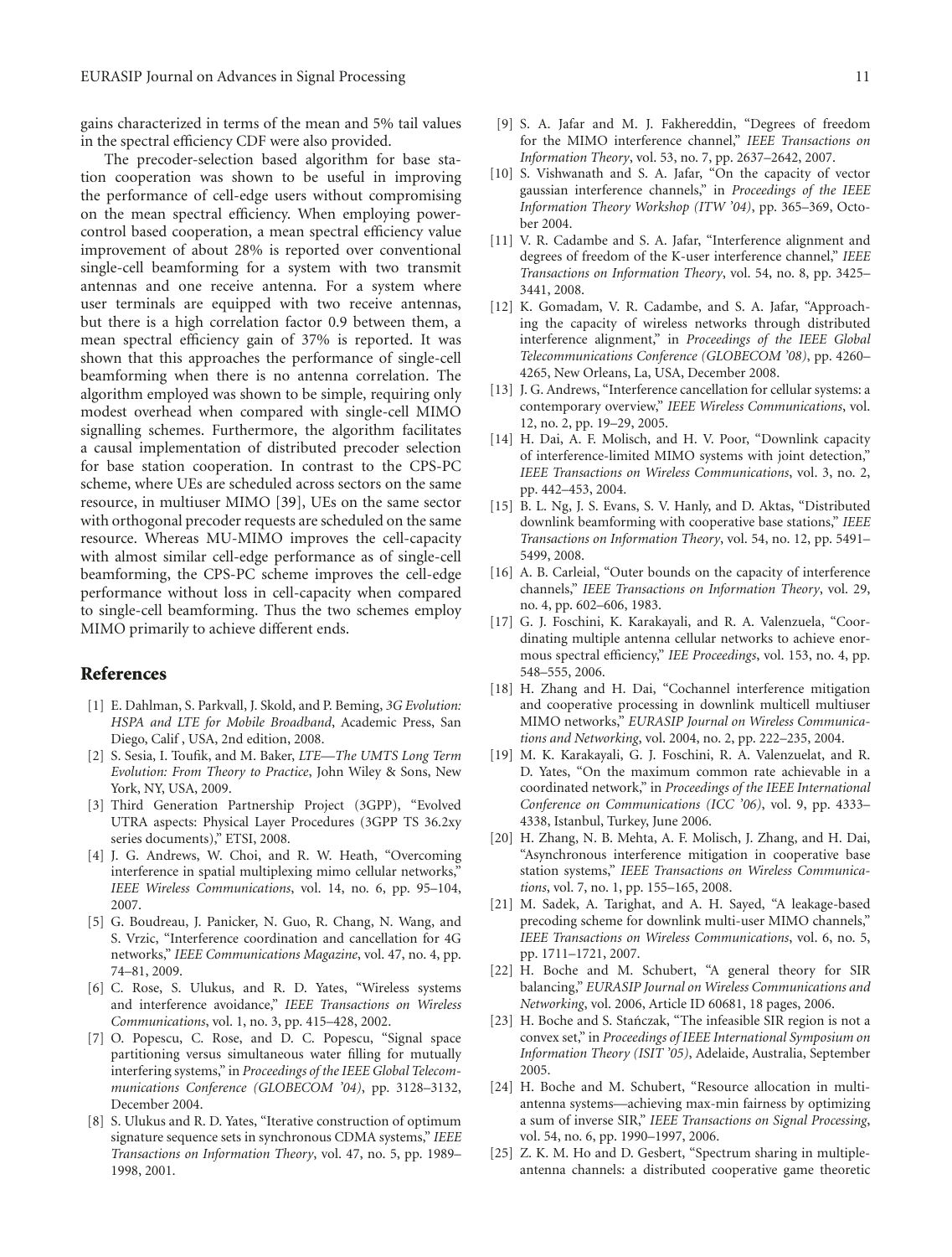gains characterized in terms of the mean and 5% tail values in the spectral efficiency CDF were also provided.

The precoder-selection based algorithm for base station cooperation was shown to be useful in improving the performance of cell-edge users without compromising on the mean spectral efficiency. When employing power-control based cooperation, a mean spectral efficiency value improvement of about 28% is reported over conventional single-cell beamforming for a system with two transmit antennas and one receive antenna. For a system where user terminals are equipped with two receive antennas, but there is a high correlation factor 0.9 between them, a mean spectral efficiency gain of 37% is reported. It was shown that this approaches the performance of single-cell beamforming when there is no antenna correlation. The algorithm employed was shown to be simple, requiring only modest overhead when compared with single-cell MIMO signalling schemes. Furthermore, the algorithm facilitates a causal implementation of distributed precoder selection for base station cooperation. In contrast to the CPS-PC scheme, where UEs are scheduled across sectors on the same resource, in multiuser MIMO [39], UEs on the same sector with orthogonal precoder requests are scheduled on the same resource. Whereas MU-MIMO improves the cell-capacity with almost similar cell-edge performance as of single-cell beamforming, the CPS-PC scheme improves the cell-edge performance without loss in cell-capacity when compared to single-cell beamforming. Thus the two schemes employ MIMO primarily to achieve different ends.

## References

[1] E. Dahlman, S. Parkvall, J. Skold, and P. Beming, *3G Evolution: HSPA and LTE for Mobile Broadband*, Academic Press, San Diego, Calif , USA, 2nd edition, 2008.

[2] S. Sesia, I. Toufik, and M. Baker, *LTE—The UMTS Long Term Evolution: From Theory to Practice*, John Wiley & Sons, New York, NY, USA, 2009.

[3] Third Generation Partnership Project (3GPP), "Evolved UTRA aspects: Physical Layer Procedures (3GPP TS 36.2xy series documents)," ETSI, 2008.

[4] J. G. Andrews, W. Choi, and R. W. Heath, "Overcoming interference in spatial multiplexing mimo cellular networks," *IEEE Wireless Communications*, vol. 14, no. 6, pp. 95–104, 2007.

[5] G. Boudreau, J. Panicker, N. Guo, R. Chang, N. Wang, and S. Vrzic, "Interference coordination and cancellation for 4G networks," *IEEE Communications Magazine*, vol. 47, no. 4, pp. 74–81, 2009.

[6] C. Rose, S. Ulukus, and R. D. Yates, "Wireless systems and interference avoidance," *IEEE Transactions on Wireless Communications*, vol. 1, no. 3, pp. 415–428, 2002.

[7] O. Popescu, C. Rose, and D. C. Popescu, "Signal space partitioning versus simultaneous water filling for mutually interfering systems," in *Proceedings of the IEEE Global Telecommunications Conference (GLOBECOM '04)*, pp. 3128–3132, December 2004.

[8] S. Ulukus and R. D. Yates, "Iterative construction of optimum signature sequence sets in synchronous CDMA systems," *IEEE Transactions on Information Theory*, vol. 47, no. 5, pp. 1989–1998, 2001.

[9] S. A. Jafar and M. J. Fakhereddin, "Degrees of freedom for the MIMO interference channel," *IEEE Transactions on Information Theory*, vol. 53, no. 7, pp. 2637–2642, 2007.

[10] S. Vishwanath and S. A. Jafar, "On the capacity of vector gaussian interference channels," in *Proceedings of the IEEE Information Theory Workshop (ITW '04)*, pp. 365–369, October 2004.

[11] V. R. Cadambe and S. A. Jafar, "Interference alignment and degrees of freedom of the K-user interference channel," *IEEE Transactions on Information Theory*, vol. 54, no. 8, pp. 3425–3441, 2008.

[12] K. Gomadam, V. R. Cadambe, and S. A. Jafar, "Approaching the capacity of wireless networks through distributed interference alignment," in *Proceedings of the IEEE Global Telecommunications Conference (GLOBECOM '08)*, pp. 4260–4265, New Orleans, La, USA, December 2008.

[13] J. G. Andrews, "Interference cancellation for cellular systems: a contemporary overview," *IEEE Wireless Communications*, vol. 12, no. 2, pp. 19–29, 2005.

[14] H. Dai, A. F. Molisch, and H. V. Poor, "Downlink capacity of interference-limited MIMO systems with joint detection," *IEEE Transactions on Wireless Communications*, vol. 3, no. 2, pp. 442–453, 2004.

[15] B. L. Ng, J. S. Evans, S. V. Hanly, and D. Aktas, "Distributed downlink beamforming with cooperative base stations," *IEEE Transactions on Information Theory*, vol. 54, no. 12, pp. 5491–5499, 2008.

[16] A. B. Carleial, "Outer bounds on the capacity of interference channels," *IEEE Transactions on Information Theory*, vol. 29, no. 4, pp. 602–606, 1983.

[17] G. J. Foschini, K. Karakayali, and R. A. Valenzuela, "Coordinating multiple antenna cellular networks to achieve enormous spectral efficiency," *IEE Proceedings*, vol. 153, no. 4, pp. 548–555, 2006.

[18] H. Zhang and H. Dai, "Cochannel interference mitigation and cooperative processing in downlink multicell multiuser MIMO networks," *EURASIP Journal on Wireless Communications and Networking*, vol. 2004, no. 2, pp. 222–235, 2004.

[19] M. K. Karakayali, G. J. Foschini, R. A. Valenzuelat, and R. D. Yates, "On the maximum common rate achievable in a coordinated network," in *Proceedings of the IEEE International Conference on Communications (ICC '06)*, vol. 9, pp. 4333–4338, Istanbul, Turkey, June 2006.

[20] H. Zhang, N. B. Mehta, A. F. Molisch, J. Zhang, and H. Dai, "Asynchronous interference mitigation in cooperative base station systems," *IEEE Transactions on Wireless Communications*, vol. 7, no. 1, pp. 155–165, 2008.

[21] M. Sadek, A. Tarighat, and A. H. Sayed, "A leakage-based precoding scheme for downlink multi-user MIMO channels," *IEEE Transactions on Wireless Communications*, vol. 6, no. 5, pp. 1711–1721, 2007.

[22] H. Boche and M. Schubert, "A general theory for SIR balancing," *EURASIP Journal on Wireless Communications and Networking*, vol. 2006, Article ID 60681, 18 pages, 2006.

[23] H. Boche and S. Stańczak, "The infeasible SIR region is not a convex set," in *Proceedings of IEEE International Symposium on Information Theory (ISIT '05)*, Adelaide, Australia, September 2005.

[24] H. Boche and M. Schubert, "Resource allocation in multi-antenna systems—achieving max-min fairness by optimizing a sum of inverse SIR," *IEEE Transactions on Signal Processing*, vol. 54, no. 6, pp. 1990–1997, 2006.

[25] Z. K. M. Ho and D. Gesbert, "Spectrum sharing in multiple-antenna channels: a distributed cooperative game theoretic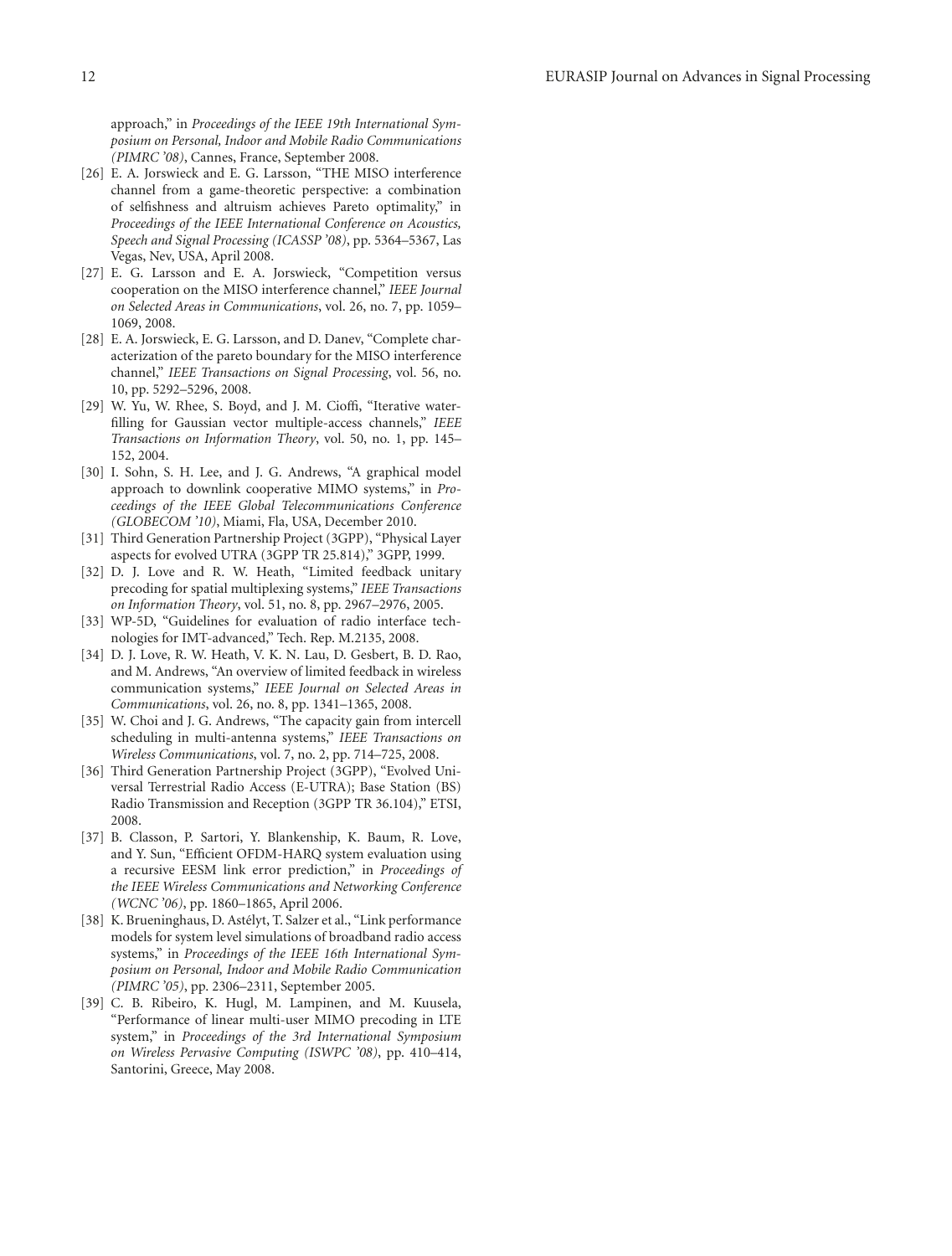approach," in *Proceedings of the IEEE 19th International Symposium on Personal, Indoor and Mobile Radio Communications (PIMRC '08)*, Cannes, France, September 2008.

[26] E. A. Jorswieck and E. G. Larsson, "THE MISO interference channel from a game-theoretic perspective: a combination of selfishness and altruism achieves Pareto optimality," in *Proceedings of the IEEE International Conference on Acoustics, Speech and Signal Processing (ICASSP '08)*, pp. 5364–5367, Las Vegas, Nev, USA, April 2008.

[27] E. G. Larsson and E. A. Jorswieck, "Competition versus cooperation on the MISO interference channel," *IEEE Journal on Selected Areas in Communications*, vol. 26, no. 7, pp. 1059–1069, 2008.

[28] E. A. Jorswieck, E. G. Larsson, and D. Danev, "Complete characterization of the pareto boundary for the MISO interference channel," *IEEE Transactions on Signal Processing*, vol. 56, no. 10, pp. 5292–5296, 2008.

[29] W. Yu, W. Rhee, S. Boyd, and J. M. Cioffi, "Iterative water-filling for Gaussian vector multiple-access channels," *IEEE Transactions on Information Theory*, vol. 50, no. 1, pp. 145–152, 2004.

[30] I. Sohn, S. H. Lee, and J. G. Andrews, "A graphical model approach to downlink cooperative MIMO systems," in *Proceedings of the IEEE Global Telecommunications Conference (GLOBECOM '10)*, Miami, Fla, USA, December 2010.

[31] Third Generation Partnership Project (3GPP), "Physical Layer aspects for evolved UTRA (3GPP TR 25.814)," 3GPP, 1999.

[32] D. J. Love and R. W. Heath, "Limited feedback unitary precoding for spatial multiplexing systems," *IEEE Transactions on Information Theory*, vol. 51, no. 8, pp. 2967–2976, 2005.

[33] WP-5D, "Guidelines for evaluation of radio interface technologies for IMT-advanced," Tech. Rep. M.2135, 2008.

[34] D. J. Love, R. W. Heath, V. K. N. Lau, D. Gesbert, B. D. Rao, and M. Andrews, "An overview of limited feedback in wireless communication systems," *IEEE Journal on Selected Areas in Communications*, vol. 26, no. 8, pp. 1341–1365, 2008.

[35] W. Choi and J. G. Andrews, "The capacity gain from intercell scheduling in multi-antenna systems," *IEEE Transactions on Wireless Communications*, vol. 7, no. 2, pp. 714–725, 2008.

[36] Third Generation Partnership Project (3GPP), "Evolved Universal Terrestrial Radio Access (E-UTRA); Base Station (BS) Radio Transmission and Reception (3GPP TR 36.104)," ETSI, 2008.

[37] B. Classon, P. Sartori, Y. Blankenship, K. Baum, R. Love, and Y. Sun, "Efficient OFDM-HARQ system evaluation using a recursive EESM link error prediction," in *Proceedings of the IEEE Wireless Communications and Networking Conference (WCNC '06)*, pp. 1860–1865, April 2006.

[38] K. Brueninghaus, D. Astélyt, T. Salzer et al., "Link performance models for system level simulations of broadband radio access systems," in *Proceedings of the IEEE 16th International Symposium on Personal, Indoor and Mobile Radio Communication (PIMRC '05)*, pp. 2306–2311, September 2005.

[39] C. B. Ribeiro, K. Hugl, M. Lampinen, and M. Kuusela, "Performance of linear multi-user MIMO precoding in LTE system," in *Proceedings of the 3rd International Symposium on Wireless Pervasive Computing (ISWPC '08)*, pp. 410–414, Santorini, Greece, May 2008.